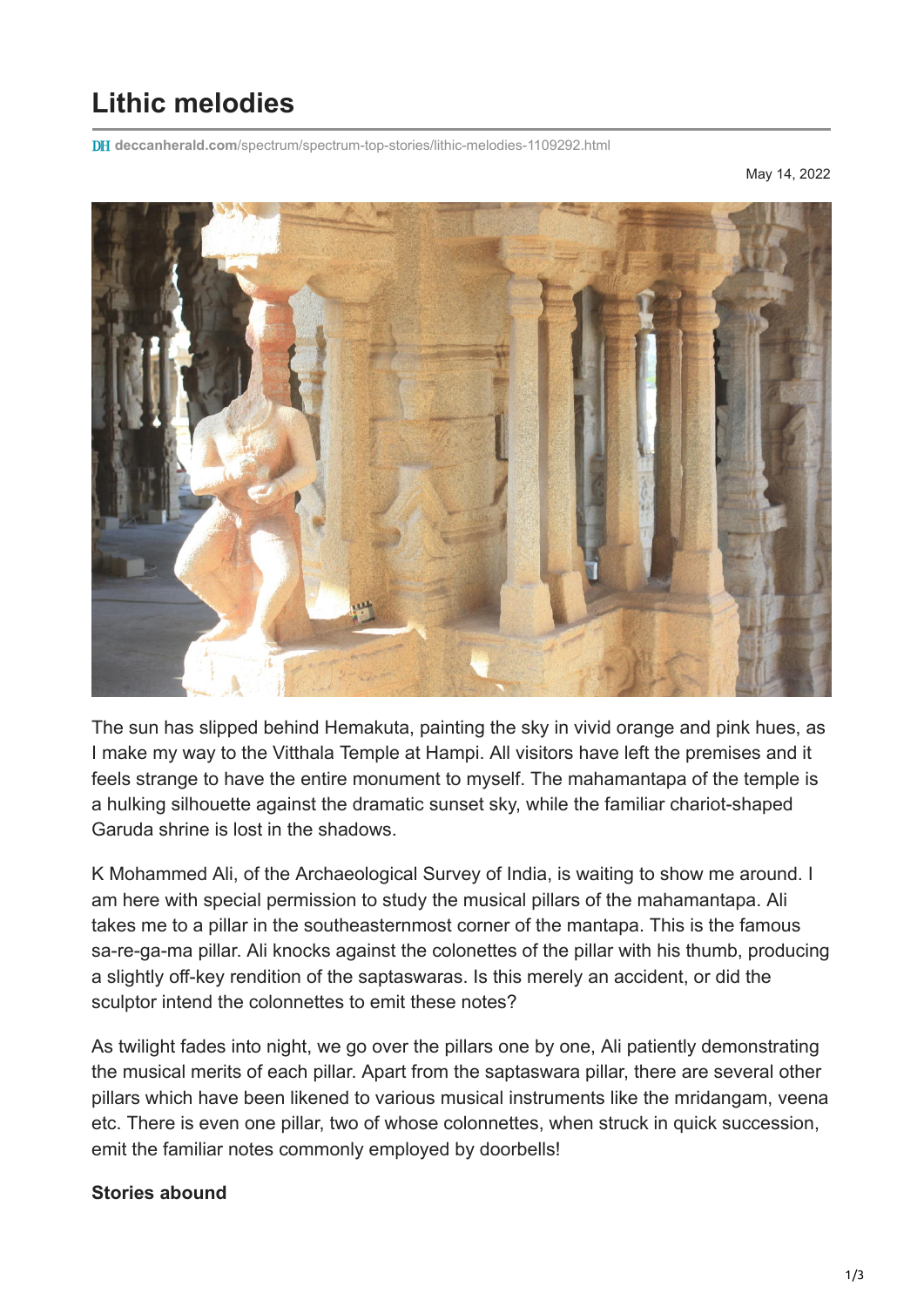# Lithic melodies

deccanherald.com/spectrum/spectrum-top-stories/lithic-melodies-1109292.html

May 14, 2022

The sun has slipped behind Hemakuta, painting the sky in vivid orange and pink hues, as I make my way to the Vitthala Temple at Hampi. All visitors have left the premises and it feels strange to have the entire monument to myself. The mahamantapa of the temple is a hulking silhouette against the dramatic sunset sky, while the familiar chariot-shaped Garuda shrine is lost in the shadows.

K Mohammed Ali, of the Archaeological Survey of India, is waiting to show me around. I am here with special permission to study the musical pillars of the mahamantapa. Ali takes me to a pillar in the southeasternmost corner of the mantapa. This is the famous sa-re-ga-ma pillar. Ali knocks against the colonettes of the pillar with his thumb, producing a slightly off-key rendition of the saptaswaras. Is this merely an accident, or did the sculptor intend the colonnettes to emit these notes?

As twilight fades into night, we go over the pillars one by one, Ali patiently demonstrating the musical merits of each pillar. Apart from the saptaswara pillar, there are several other pillars which have been likened to various musical instruments like the mridangam, veena etc. There is even one pillar, two of whose colonnettes, when struck in quick succession, emit the familiar notes commonly employed by doorbells!

**Stories abound**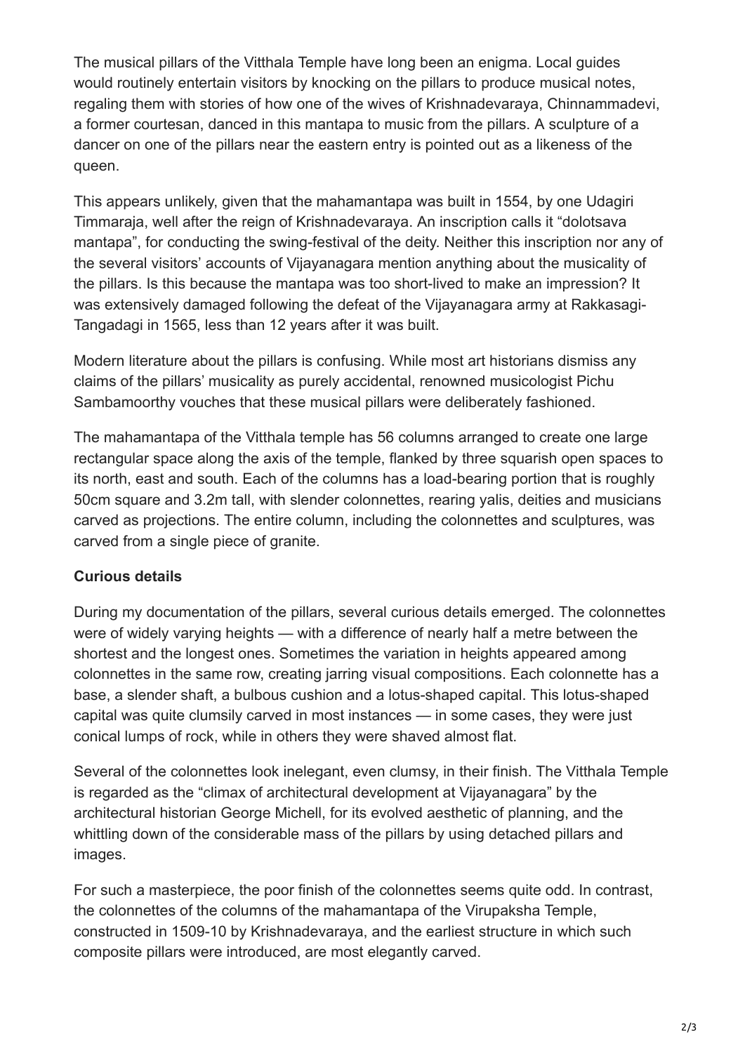The musical pillars of the Vitthala Temple have long been an enigma. Local guides would routinely entertain visitors by knocking on the pillars to produce musical notes, regaling them with stories of how one of the wives of Krishnadevaraya, Chinnammadevi, a former courtesan, danced in this mantapa to music from the pillars. A sculpture of a dancer on one of the pillars near the eastern entry is pointed out as a likeness of the queen.

This appears unlikely, given that the mahamantapa was built in 1554, by one Udagiri Timmaraja, well after the reign of Krishnadevaraya. An inscription calls it "dolotsava mantapa", for conducting the swing-festival of the deity. Neither this inscription nor any of the several visitors' accounts of Vijayanagara mention anything about the musicality of the pillars. Is this because the mantapa was too short-lived to make an impression? It was extensively damaged following the defeat of the Vijayanagara army at Rakkasagi-Tangadagi in 1565, less than 12 years after it was built.

Modern literature about the pillars is confusing. While most art historians dismiss any claims of the pillars' musicality as purely accidental, renowned musicologist Pichu Sambamoorthy vouches that these musical pillars were deliberately fashioned.

The mahamantapa of the Vitthala temple has 56 columns arranged to create one large rectangular space along the axis of the temple, flanked by three squarish open spaces to its north, east and south. Each of the columns has a load-bearing portion that is roughly 50cm square and 3.2m tall, with slender colonnettes, rearing yalis, deities and musicians carved as projections. The entire column, including the colonnettes and sculptures, was carved from a single piece of granite.

**Curious details**

During my documentation of the pillars, several curious details emerged. The colonnettes were of widely varying heights — with a difference of nearly half a metre between the shortest and the longest ones. Sometimes the variation in heights appeared among colonnettes in the same row, creating jarring visual compositions. Each colonnette has a base, a slender shaft, a bulbous cushion and a lotus-shaped capital. This lotus-shaped capital was quite clumsily carved in most instances — in some cases, they were just conical lumps of rock, while in others they were shaved almost flat.

Several of the colonnettes look inelegant, even clumsy, in their finish. The Vitthala Temple is regarded as the "climax of architectural development at Vijayanagara" by the architectural historian George Michell, for its evolved aesthetic of planning, and the whittling down of the considerable mass of the pillars by using detached pillars and images.

For such a masterpiece, the poor finish of the colonnettes seems quite odd. In contrast, the colonnettes of the columns of the mahamantapa of the Virupaksha Temple, constructed in 1509-10 by Krishnadevaraya, and the earliest structure in which such composite pillars were introduced, are most elegantly carved.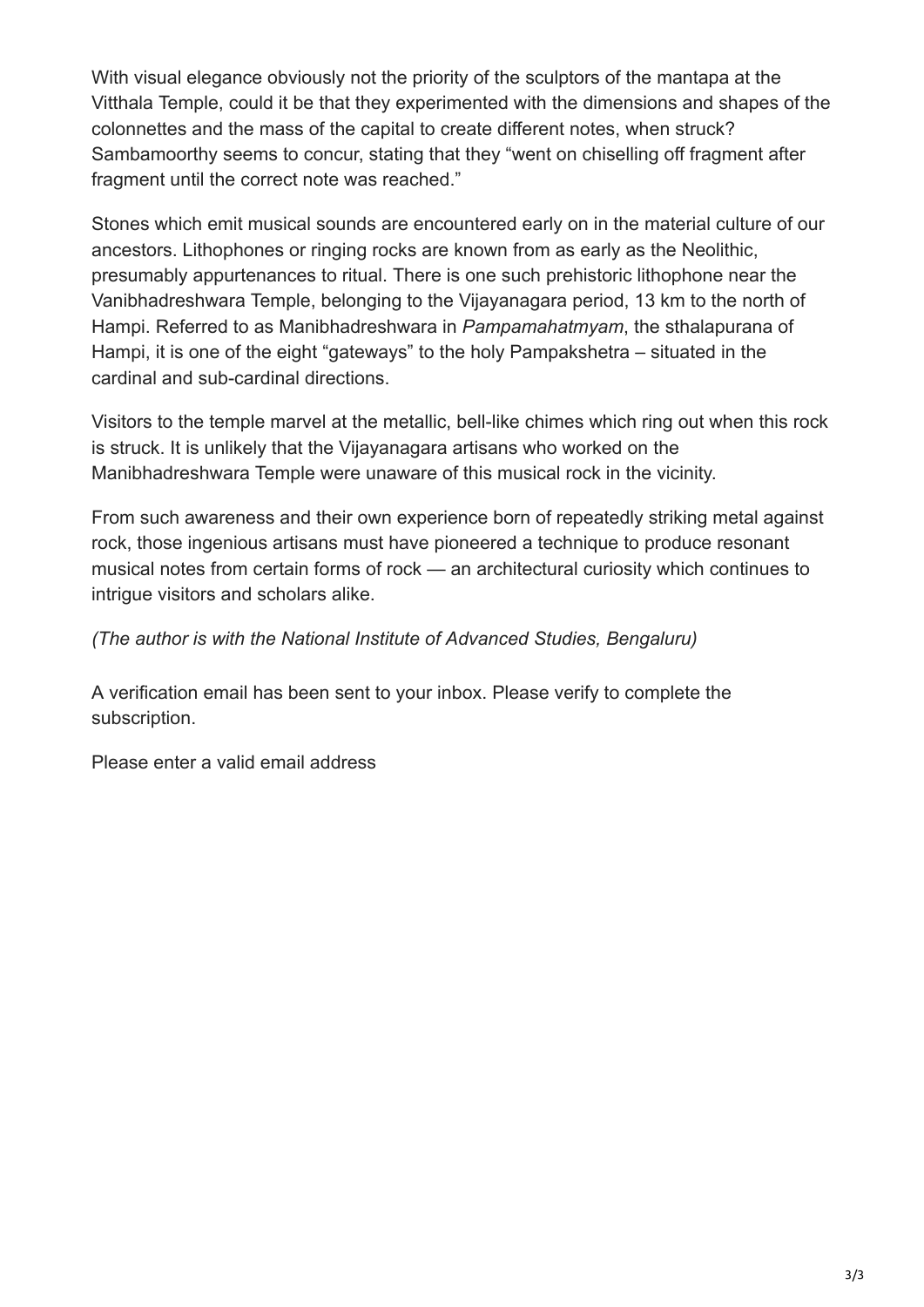With visual elegance obviously not the priority of the sculptors of the mantapa at the Vitthala Temple, could it be that they experimented with the dimensions and shapes of the colonnettes and the mass of the capital to create different notes, when struck? Sambamoorthy seems to concur, stating that they "went on chiselling off fragment after fragment until the correct note was reached."

Stones which emit musical sounds are encountered early on in the material culture of our ancestors. Lithophones or ringing rocks are known from as early as the Neolithic, presumably appurtenances to ritual. There is one such prehistoric lithophone near the Vanibhadreshwara Temple, belonging to the Vijayanagara period, 13 km to the north of Hampi. Referred to as Manibhadreshwara in *Pampamahatmyam*, the sthalapurana of Hampi, it is one of the eight "gateways" to the holy Pampakshetra – situated in the cardinal and sub-cardinal directions.

Visitors to the temple marvel at the metallic, bell-like chimes which ring out when this rock is struck. It is unlikely that the Vijayanagara artisans who worked on the Manibhadreshwara Temple were unaware of this musical rock in the vicinity.

From such awareness and their own experience born of repeatedly striking metal against rock, those ingenious artisans must have pioneered a technique to produce resonant musical notes from certain forms of rock — an architectural curiosity which continues to intrigue visitors and scholars alike.

*(The author is with the National Institute of Advanced Studies, Bengaluru)*

A verification email has been sent to your inbox. Please verify to complete the subscription.

Please enter a valid email address